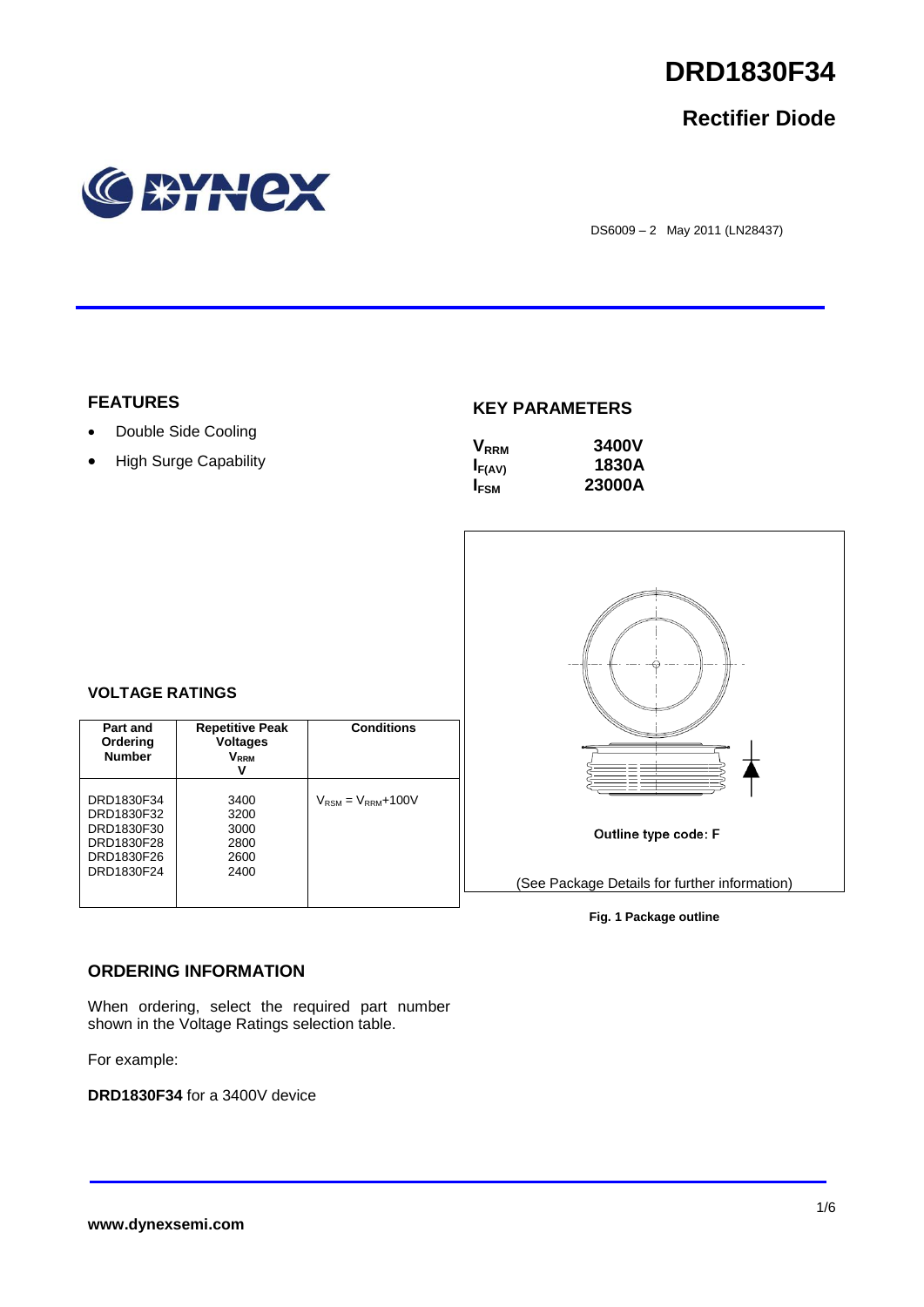# DRD1830F34

## Rectifier Diode

DS6009 – 2 May 2011 (LN28437)

### FEATURES

- Double Side Cooling
- High Surge Capability

### KEY PARAMETERS

| | |
|---|---|
| $V_{RRM}$ | 3400V |
| $I_{F(AV)}$ | 1830A |
| $I_{FSM}$ | 23000A |

### VOLTAGE RATINGS

| Part and Ordering Number | Repetitive Peak Voltages $V_{RRM}$ V | Conditions |
|---|---|---|
| DRD1830F34<br>DRD1830F32<br>DRD1830F30<br>DRD1830F28<br>DRD1830F26<br>DRD1830F24 | 3400<br>3200<br>3000<br>2800<br>2600<br>2400 | $V_{RSM} = V_{RRM}$+100V |

Outline type code: F

(See Package Details for further information)

**Fig. 1 Package outline**

### ORDERING INFORMATION

When ordering, select the required part number shown in the Voltage Ratings selection table.

For example:

**DRD1830F34** for a 3400V device

www.dynexsemi.com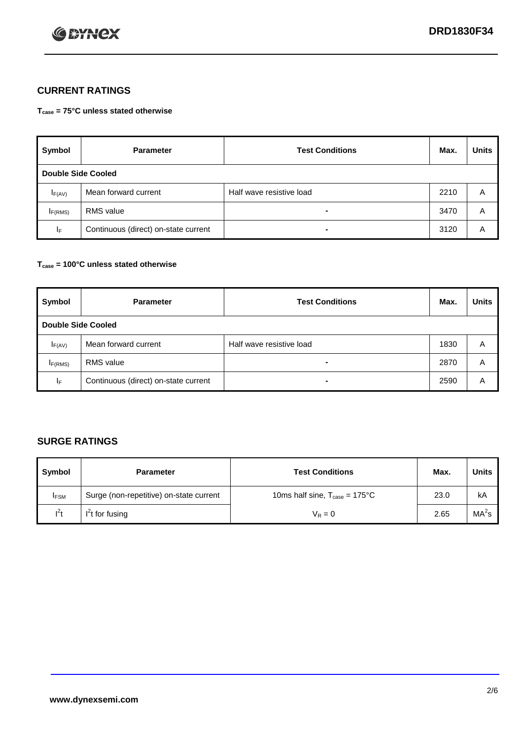## CURRENT RATINGS

**$T_{case}$ = 75°C unless stated otherwise**

| Symbol | Parameter | Test Conditions | Max. | Units |
|---|---|---|---|---|
| **Double Side Cooled** | | | | |
| $I_{F(AV)}$ | Mean forward current | Half wave resistive load | 2210 | A |
| $I_{F(RMS)}$ | RMS value | - | 3470 | A |
| $I_F$ | Continuous (direct) on-state current | - | 3120 | A |

**$T_{case}$ = 100°C unless stated otherwise**

| Symbol | Parameter | Test Conditions | Max. | Units |
|---|---|---|---|---|
| **Double Side Cooled** | | | | |
| $I_{F(AV)}$ | Mean forward current | Half wave resistive load | 1830 | A |
| $I_{F(RMS)}$ | RMS value | - | 2870 | A |
| $I_F$ | Continuous (direct) on-state current | - | 2590 | A |

## SURGE RATINGS

| Symbol | Parameter | Test Conditions | Max. | Units |
|---|---|---|---|---|
| $I_{FSM}$ | Surge (non-repetitive) on-state current | 10ms half sine, $T_{case}$ = 175°C | 23.0 | kA |
| $I^2t$ | $I^2t$ for fusing | $V_R = 0$ | 2.65 | $MA^2s$ |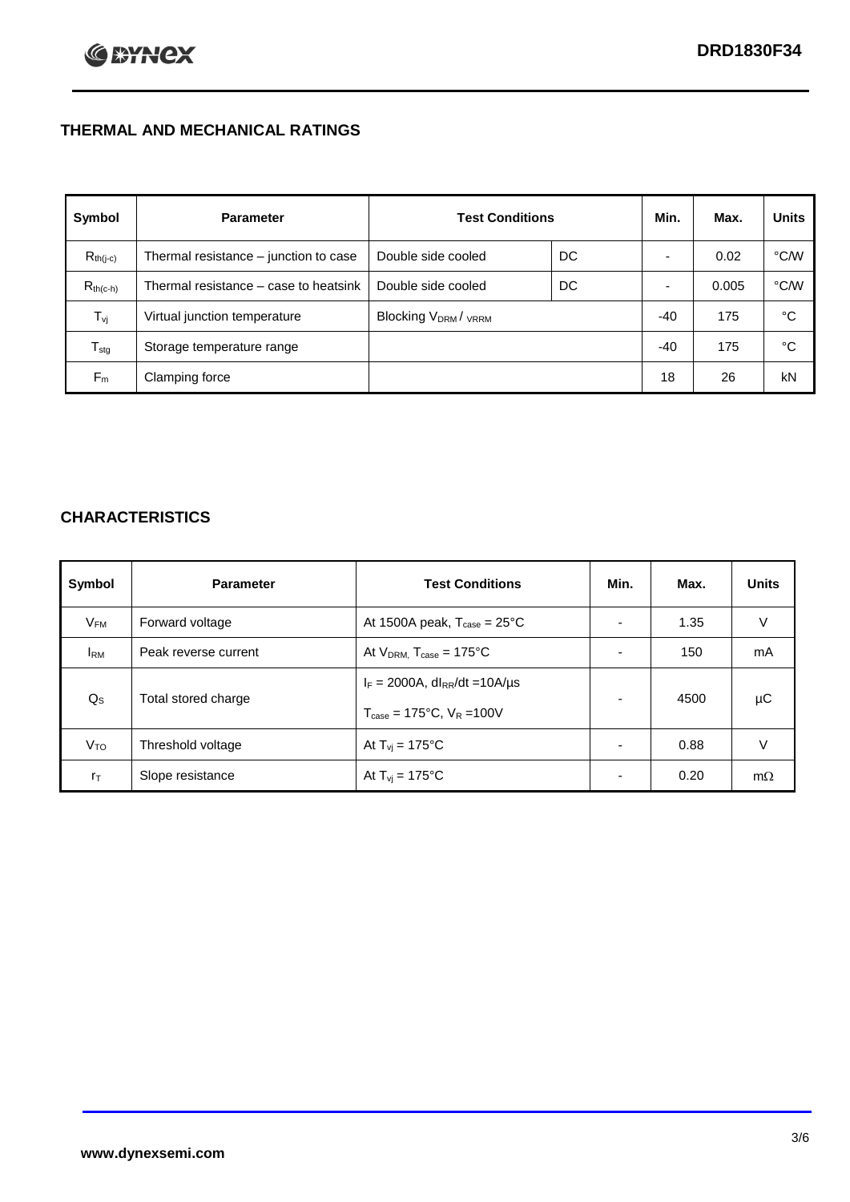## THERMAL AND MECHANICAL RATINGS

| Symbol | Parameter | Test Conditions | | Min. | Max. | Units |
|---|---|---|---|---|---|---|
| $R_{th(j-c)}$ | Thermal resistance – junction to case | Double side cooled | DC | - | 0.02 | °C/W |
| $R_{th(c-h)}$ | Thermal resistance – case to heatsink | Double side cooled | DC | - | 0.005 | °C/W |
| $T_{vj}$ | Virtual junction temperature | Blocking $V_{DRM}$ / $V_{RRM}$ | | -40 | 175 | °C |
| $T_{stg}$ | Storage temperature range | | | -40 | 175 | °C |
| $F_m$ | Clamping force | | | 18 | 26 | kN |

## CHARACTERISTICS

| Symbol | Parameter | Test Conditions | Min. | Max. | Units |
|---|---|---|---|---|---|
| $V_{FM}$ | Forward voltage | At 1500A peak, $T_{case}$ = 25°C | - | 1.35 | V |
| $I_{RM}$ | Peak reverse current | At $V_{DRM}$, $T_{case}$ = 175°C | - | 150 | mA |
| $Q_S$ | Total stored charge | $I_F$ = 2000A, $dI_{RR}/dt$ =10A/µs<br>$T_{case}$ = 175°C, $V_R$ =100V | - | 4500 | µC |
| $V_{TO}$ | Threshold voltage | At $T_{vj}$ = 175°C | - | 0.88 | V |
| $r_T$ | Slope resistance | At $T_{vj}$ = 175°C | - | 0.20 | mΩ |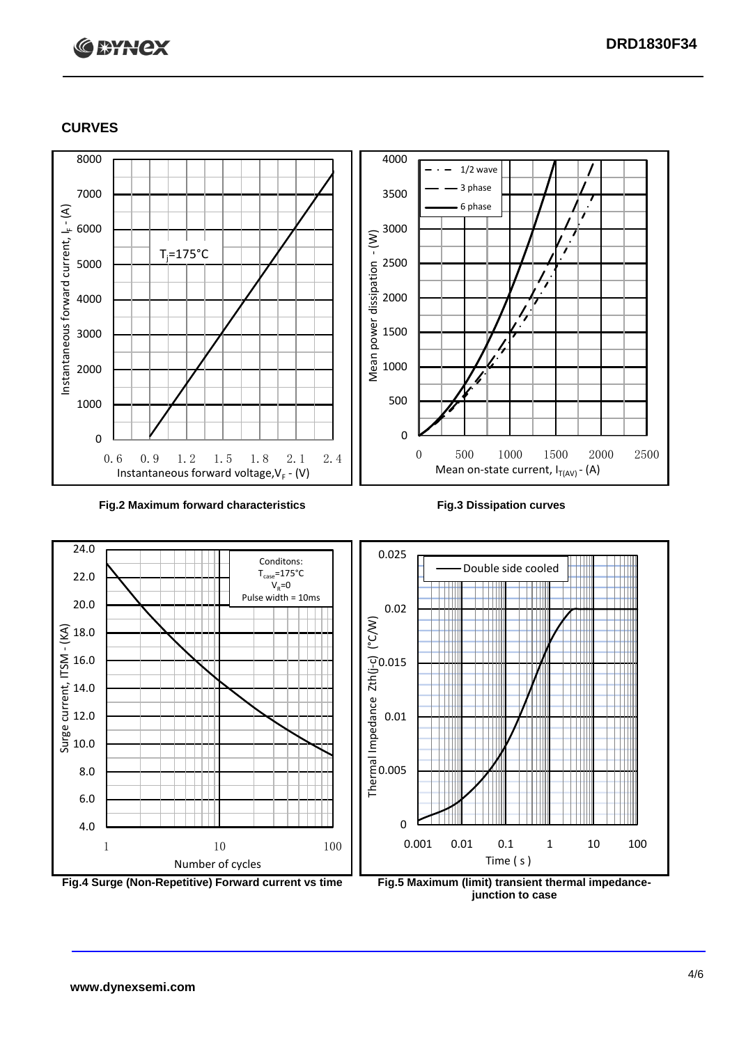## CURVES

Fig.2 Maximum forward characteristics

Fig.3 Dissipation curves

Fig.4 Surge (Non-Repetitive) Forward current vs time

Fig.5 Maximum (limit) transient thermal impedance-junction to case

www.dynexsemi.com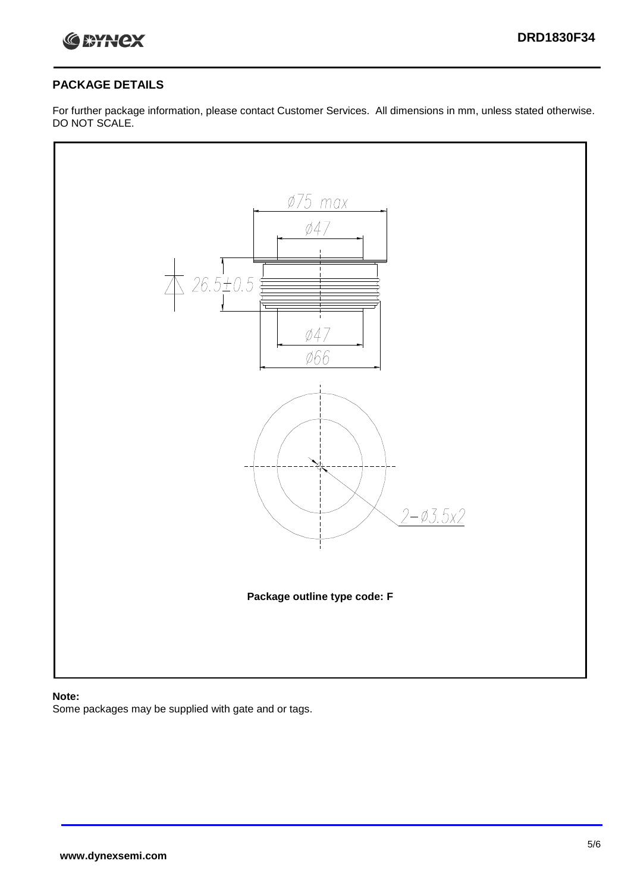## PACKAGE DETAILS

For further package information, please contact Customer Services. All dimensions in mm, unless stated otherwise. DO NOT SCALE.

Ø75 max

Ø47

26.5±0.5

Ø47

Ø66

2−Ø3.5x2

**Package outline type code: F**

**Note:**

Some packages may be supplied with gate and or tags.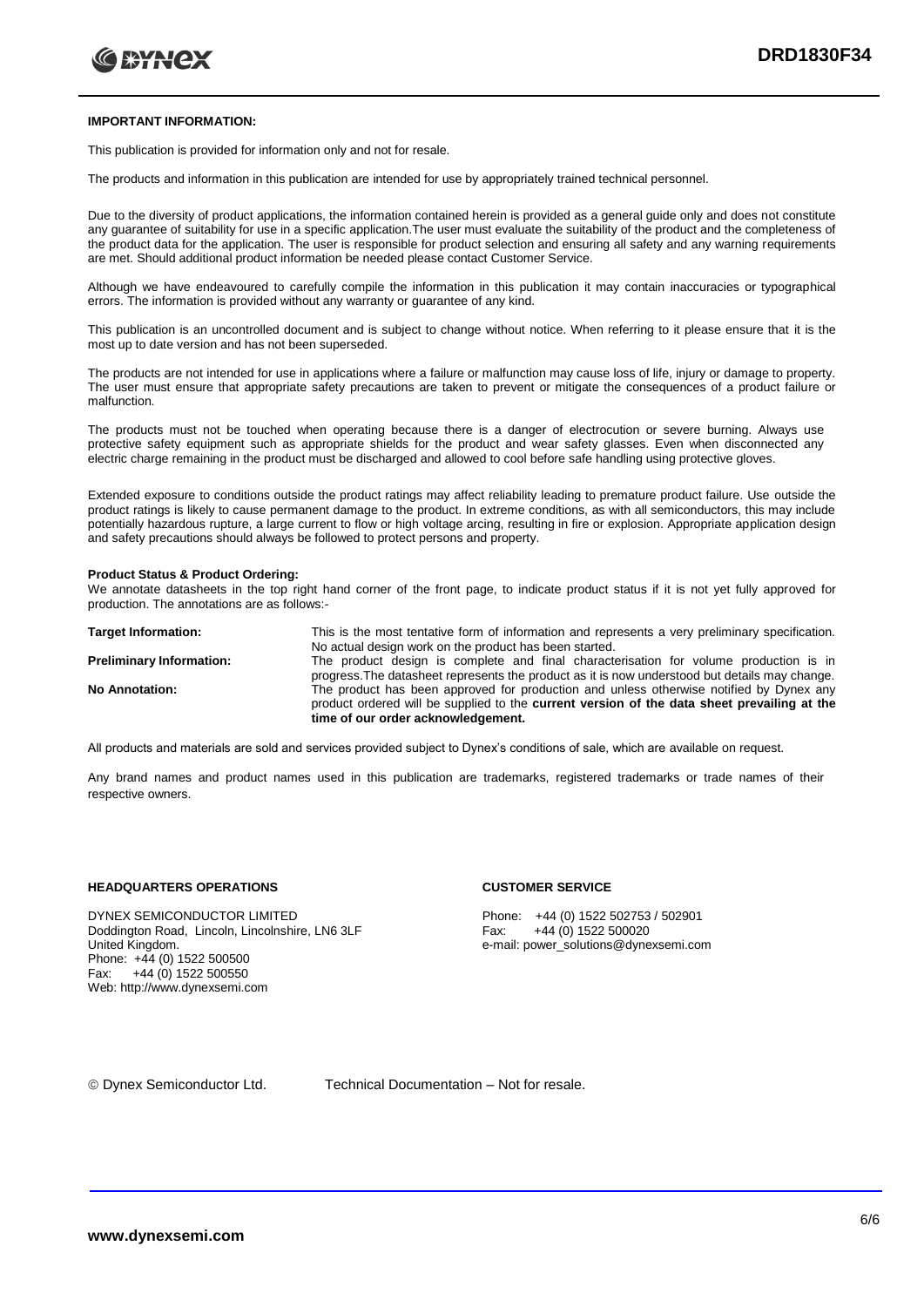**IMPORTANT INFORMATION:**

This publication is provided for information only and not for resale.

The products and information in this publication are intended for use by appropriately trained technical personnel.

Due to the diversity of product applications, the information contained herein is provided as a general guide only and does not constitute any guarantee of suitability for use in a specific application.The user must evaluate the suitability of the product and the completeness of the product data for the application. The user is responsible for product selection and ensuring all safety and any warning requirements are met. Should additional product information be needed please contact Customer Service.

Although we have endeavoured to carefully compile the information in this publication it may contain inaccuracies or typographical errors. The information is provided without any warranty or guarantee of any kind.

This publication is an uncontrolled document and is subject to change without notice. When referring to it please ensure that it is the most up to date version and has not been superseded.

The products are not intended for use in applications where a failure or malfunction may cause loss of life, injury or damage to property. The user must ensure that appropriate safety precautions are taken to prevent or mitigate the consequences of a product failure or malfunction.

The products must not be touched when operating because there is a danger of electrocution or severe burning. Always use protective safety equipment such as appropriate shields for the product and wear safety glasses. Even when disconnected any electric charge remaining in the product must be discharged and allowed to cool before safe handling using protective gloves.

Extended exposure to conditions outside the product ratings may affect reliability leading to premature product failure. Use outside the product ratings is likely to cause permanent damage to the product. In extreme conditions, as with all semiconductors, this may include potentially hazardous rupture, a large current to flow or high voltage arcing, resulting in fire or explosion. Appropriate application design and safety precautions should always be followed to protect persons and property.

**Product Status & Product Ordering:**

We annotate datasheets in the top right hand corner of the front page, to indicate product status if it is not yet fully approved for production. The annotations are as follows:-

| | |
|---|---|
| **Target Information:** | This is the most tentative form of information and represents a very preliminary specification. No actual design work on the product has been started. |
| **Preliminary Information:** | The product design is complete and final characterisation for volume production is in progress.The datasheet represents the product as it is now understood but details may change. |
| **No Annotation:** | The product has been approved for production and unless otherwise notified by Dynex any product ordered will be supplied to the **current version of the data sheet prevailing at the time of our order acknowledgement.** |

All products and materials are sold and services provided subject to Dynex's conditions of sale, which are available on request.

Any brand names and product names used in this publication are trademarks, registered trademarks or trade names of their respective owners.

**HEADQUARTERS OPERATIONS**

DYNEX SEMICONDUCTOR LIMITED
Doddington Road, Lincoln, Lincolnshire, LN6 3LF
United Kingdom.
Phone: +44 (0) 1522 500500
Fax: +44 (0) 1522 500550
Web: http://www.dynexsemi.com

**CUSTOMER SERVICE**

Phone: +44 (0) 1522 502753 / 502901
Fax: +44 (0) 1522 500020
e-mail: power_solutions@dynexsemi.com

© Dynex Semiconductor Ltd. Technical Documentation – Not for resale.